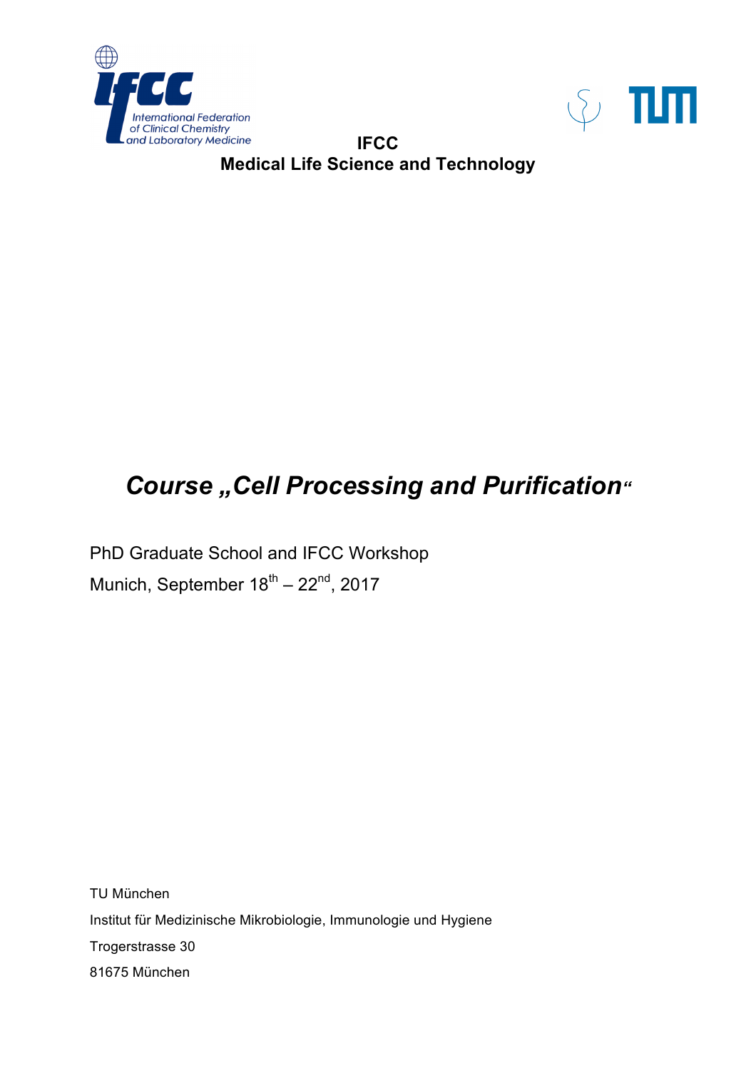International Federation of Clinical Chemistry and Laboratory Medicine

**IFCC**

**Medical Life Science and Technology**

# *Course „Cell Processing and Purification“*

PhD Graduate School and IFCC Workshop

Munich, September 18th – 22nd, 2017

TU München

Institut für Medizinische Mikrobiologie, Immunologie und Hygiene

Trogerstrasse 30

81675 München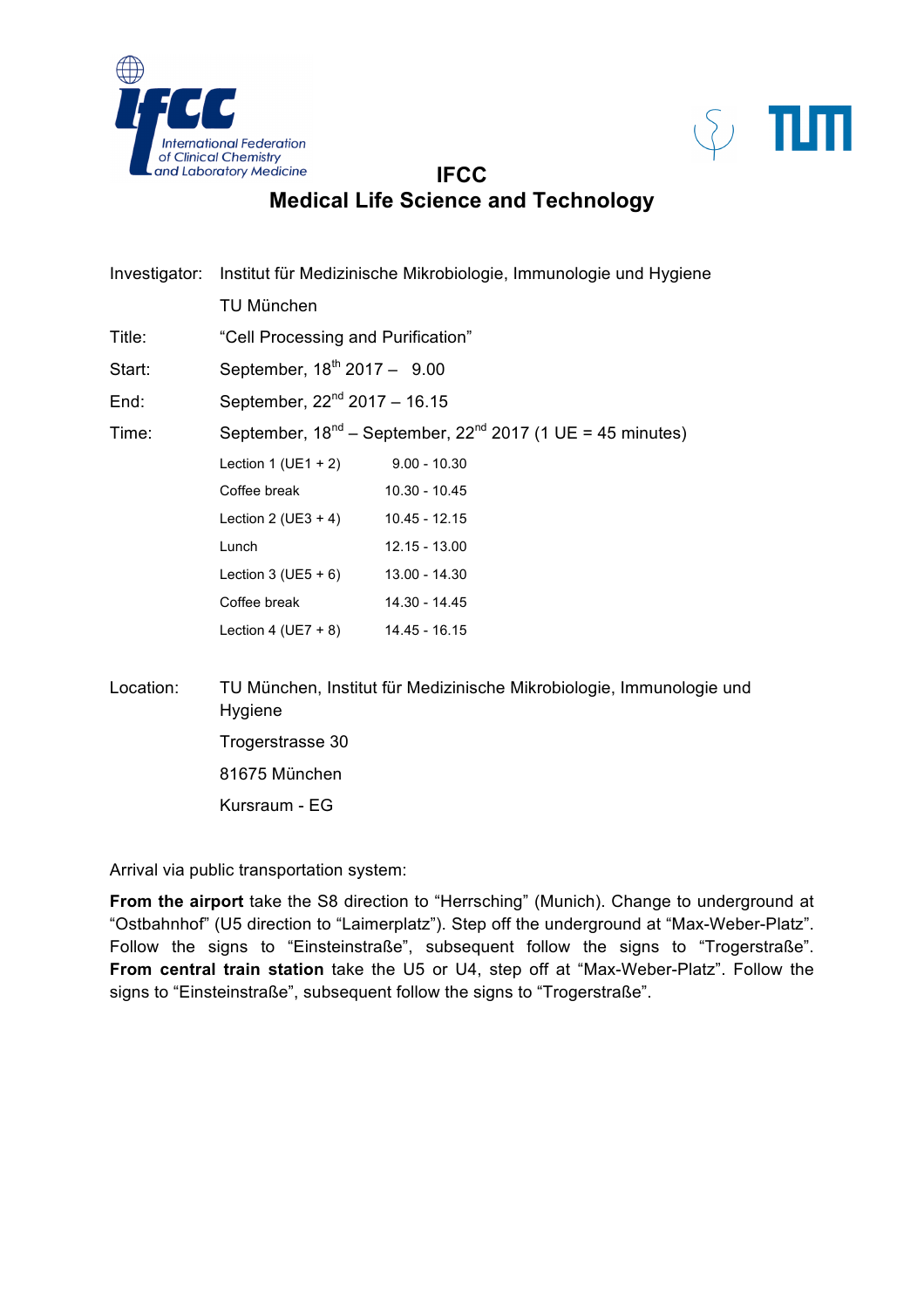# IFCC
## Medical Life Science and Technology

| | |
|---|---|
| Investigator: | Institut für Medizinische Mikrobiologie, Immunologie und Hygiene<br>TU München |
| Title: | "Cell Processing and Purification" |
| Start: | September, 18th 2017 – 9.00 |
| End: | September, 22nd 2017 – 16.15 |
| Time: | September, 18th – September, 22nd 2017 (1 UE = 45 minutes) |

| | |
|---|---|
| Lection 1 (UE1 + 2) | 9.00 - 10.30 |
| Coffee break | 10.30 - 10.45 |
| Lection 2 (UE3 + 4) | 10.45 - 12.15 |
| Lunch | 12.15 - 13.00 |
| Lection 3 (UE5 + 6) | 13.00 - 14.30 |
| Coffee break | 14.30 - 14.45 |
| Lection 4 (UE7 + 8) | 14.45 - 16.15 |

Location: TU München, Institut für Medizinische Mikrobiologie, Immunologie und Hygiene

Trogerstrasse 30

81675 München

Kursraum - EG

Arrival via public transportation system:

**From the airport** take the S8 direction to "Herrsching" (Munich). Change to underground at "Ostbahnhof" (U5 direction to "Laimerplatz"). Step off the underground at "Max-Weber-Platz". Follow the signs to "Einsteinstraße", subsequent follow the signs to "Trogerstraße". **From central train station** take the U5 or U4, step off at "Max-Weber-Platz". Follow the signs to "Einsteinstraße", subsequent follow the signs to "Trogerstraße".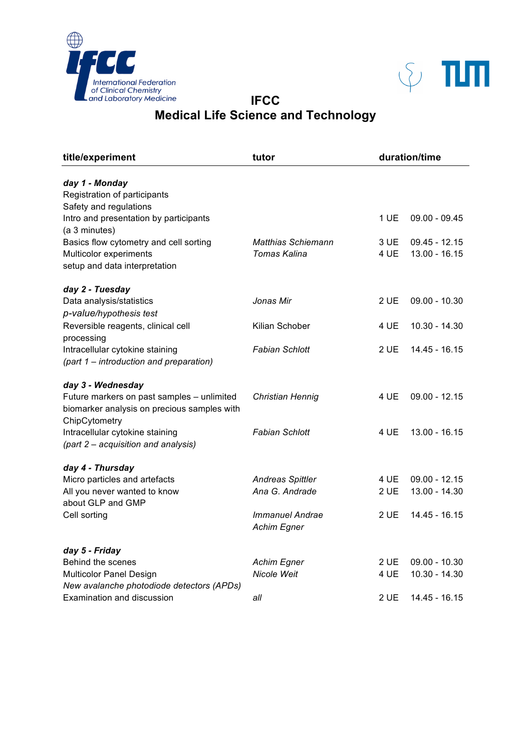# IFCC

## Medical Life Science and Technology

| title/experiment | tutor | duration/time | |
|---|---|---|---|
| ***day 1 - Monday*** | | | |
| Registration of participants | | | |
| Safety and regulations | | | |
| Intro and presentation by participants (a 3 minutes) | | 1 UE | 09.00 - 09.45 |
| Basics flow cytometry and cell sorting | *Matthias Schiemann* | 3 UE | 09.45 - 12.15 |
| Multicolor experiments setup and data interpretation | *Tomas Kalina* | 4 UE | 13.00 - 16.15 |
| ***day 2 - Tuesday*** | | | |
| Data analysis/statistics *p-value/hypothesis test* | *Jonas Mir* | 2 UE | 09.00 - 10.30 |
| Reversible reagents, clinical cell processing | Kilian Schober | 4 UE | 10.30 - 14.30 |
| Intracellular cytokine staining *(part 1 – introduction and preparation)* | *Fabian Schlott* | 2 UE | 14.45 - 16.15 |
| ***day 3 - Wednesday*** | | | |
| Future markers on past samples – unlimited biomarker analysis on precious samples with ChipCytometry | *Christian Hennig* | 4 UE | 09.00 - 12.15 |
| Intracellular cytokine staining *(part 2 – acquisition and analysis)* | *Fabian Schlott* | 4 UE | 13.00 - 16.15 |
| ***day 4 - Thursday*** | | | |
| Micro particles and artefacts | *Andreas Spittler* | 4 UE | 09.00 - 12.15 |
| All you never wanted to know about GLP and GMP | *Ana G. Andrade* | 2 UE | 13.00 - 14.30 |
| Cell sorting | *Immanuel Andrae* *Achim Egner* | 2 UE | 14.45 - 16.15 |
| ***day 5 - Friday*** | | | |
| Behind the scenes | *Achim Egner* | 2 UE | 09.00 - 10.30 |
| Multicolor Panel Design *New avalanche photodiode detectors (APDs)* | *Nicole Weit* | 4 UE | 10.30 - 14.30 |
| Examination and discussion | *all* | 2 UE | 14.45 - 16.15 |